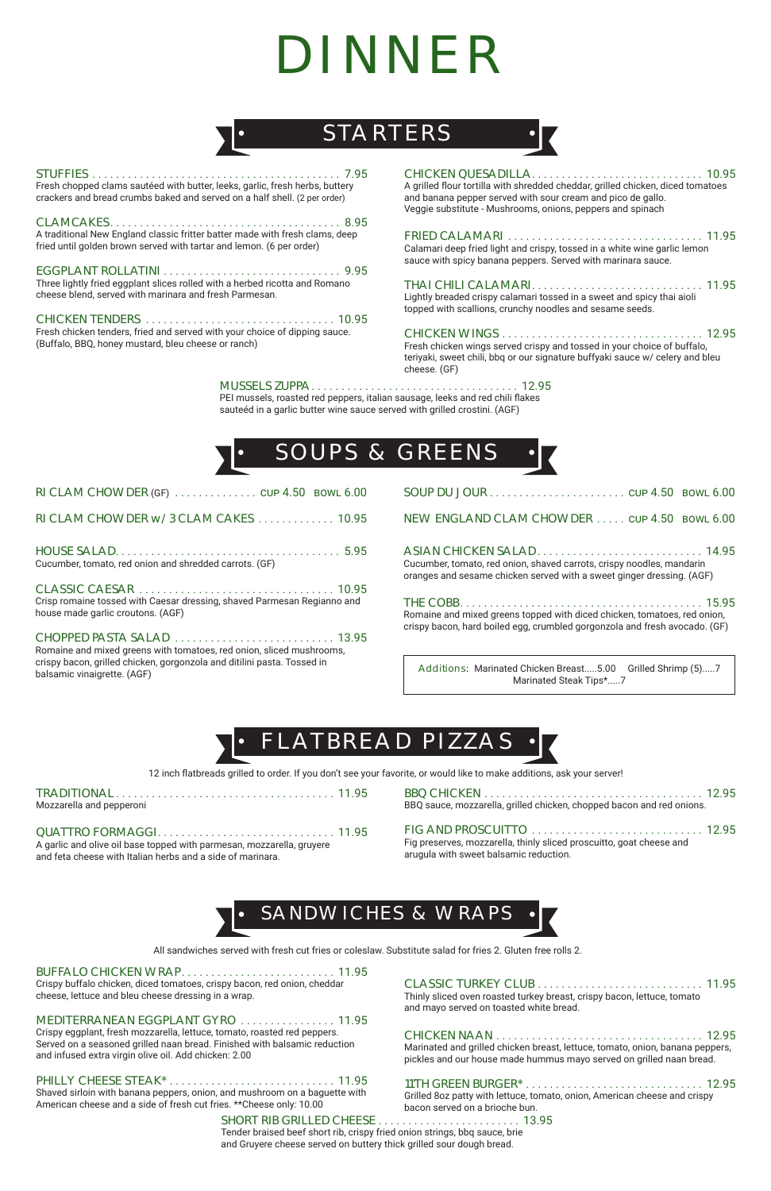# DINNER

## STARTERS

**STUFFIES** ........ 7.95
Fresh chopped clams sautéed with butter, leeks, garlic, fresh herbs, buttery crackers and bread crumbs baked and served on a half shell. (2 per order)

**CLAMCAKES** ........ 8.95
A traditional New England classic fritter batter made with fresh clams, deep fried until golden brown served with tartar and lemon. (6 per order)

**EGGPLANT ROLLATINI** ........ 9.95
Three lightly fried eggplant slices rolled with a herbed ricotta and Romano cheese blend, served with marinara and fresh Parmesan.

**CHICKEN TENDERS** ........ 10.95
Fresh chicken tenders, fried and served with your choice of dipping sauce. (Buffalo, BBQ, honey mustard, bleu cheese or ranch)

**CHICKEN QUESADILLA** ........ 10.95
A grilled flour tortilla with shredded cheddar, grilled chicken, diced tomatoes and banana pepper served with sour cream and pico de gallo.
Veggie substitute - Mushrooms, onions, peppers and spinach

**FRIED CALAMARI** ........ 11.95
Calamari deep fried light and crispy, tossed in a white wine garlic lemon sauce with spicy banana peppers. Served with marinara sauce.

**THAI CHILI CALAMARI** ........ 11.95
Lightly breaded crispy calamari tossed in a sweet and spicy thai aioli topped with scallions, crunchy noodles and sesame seeds.

**CHICKEN WINGS** ........ 12.95
Fresh chicken wings served crispy and tossed in your choice of buffalo, teriyaki, sweet chili, bbq or our signature buffyaki sauce w/ celery and bleu cheese. (GF)

**MUSSELS ZUPPA** ........ 12.95
PEI mussels, roasted red peppers, italian sausage, leeks and red chili flakes sauteéd in a garlic butter wine sauce served with grilled crostini. (AGF)

## SOUPS & GREENS

**RI CLAM CHOWDER** (GF) ........ CUP 4.50 BOWL 6.00

**RI CLAM CHOWDER w/ 3 CLAM CAKES** ........ 10.95

**HOUSE SALAD** ........ 5.95
Cucumber, tomato, red onion and shredded carrots. (GF)

**CLASSIC CAESAR** ........ 10.95
Crisp romaine tossed with Caesar dressing, shaved Parmesan Regianno and house made garlic croutons. (AGF)

**CHOPPED PASTA SALAD** ........ 13.95
Romaine and mixed greens with tomatoes, red onion, sliced mushrooms, crispy bacon, grilled chicken, gorgonzola and ditilini pasta. Tossed in balsamic vinaigrette. (AGF)

**SOUP DU JOUR** ........ CUP 4.50 BOWL 6.00

**NEW ENGLAND CLAM CHOWDER** ........ CUP 4.50 BOWL 6.00

**ASIAN CHICKEN SALAD** ........ 14.95
Cucumber, tomato, red onion, shaved carrots, crispy noodles, mandarin oranges and sesame chicken served with a sweet ginger dressing. (AGF)

**THE COBB** ........ 15.95
Romaine and mixed greens topped with diced chicken, tomatoes, red onion, crispy bacon, hard boiled egg, crumbled gorgonzola and fresh avocado. (GF)

Additions: Marinated Chicken Breast.....5.00 Grilled Shrimp (5).....7 Marinated Steak Tips*.....7

## FLATBREAD PIZZAS

12 inch flatbreads grilled to order. If you don't see your favorite, or would like to make additions, ask your server!

**TRADITIONAL** ........ 11.95
Mozzarella and pepperoni

**QUATTRO FORMAGGI** ........ 11.95
A garlic and olive oil base topped with parmesan, mozzarella, gruyere and feta cheese with Italian herbs and a side of marinara.

**BBQ CHICKEN** ........ 12.95
BBQ sauce, mozzarella, grilled chicken, chopped bacon and red onions.

**FIG AND PROSCUITTO** ........ 12.95
Fig preserves, mozzarella, thinly sliced proscuitto, goat cheese and arugula with sweet balsamic reduction.

## SANDWICHES & WRAPS

All sandwiches served with fresh cut fries or coleslaw. Substitute salad for fries 2. Gluten free rolls 2.

**BUFFALO CHICKEN WRAP** ........ 11.95
Crispy buffalo chicken, diced tomatoes, crispy bacon, red onion, cheddar cheese, lettuce and bleu cheese dressing in a wrap.

**MEDITERRANEAN EGGPLANT GYRO** ........ 11.95
Crispy eggplant, fresh mozzarella, lettuce, tomato, roasted red peppers. Served on a seasoned grilled naan bread. Finished with balsamic reduction and infused extra virgin olive oil. Add chicken: 2.00

**PHILLY CHEESE STEAK*** ........ 11.95
Shaved sirloin with banana peppers, onion, and mushroom on a baguette with American cheese and a side of fresh cut fries. **Cheese only: 10.00

**CLASSIC TURKEY CLUB** ........ 11.95
Thinly sliced oven roasted turkey breast, crispy bacon, lettuce, tomato and mayo served on toasted white bread.

**CHICKEN NAAN** ........ 12.95
Marinated and grilled chicken breast, lettuce, tomato, onion, banana peppers, pickles and our house made hummus mayo served on grilled naan bread.

**11TH GREEN BURGER*** ........ 12.95
Grilled 8oz patty with lettuce, tomato, onion, American cheese and crispy bacon served on a brioche bun.

**SHORT RIB GRILLED CHEESE** ........ 13.95
Tender braised beef short rib, crispy fried onion strings, bbq sauce, brie and Gruyere cheese served on buttery thick grilled sour dough bread.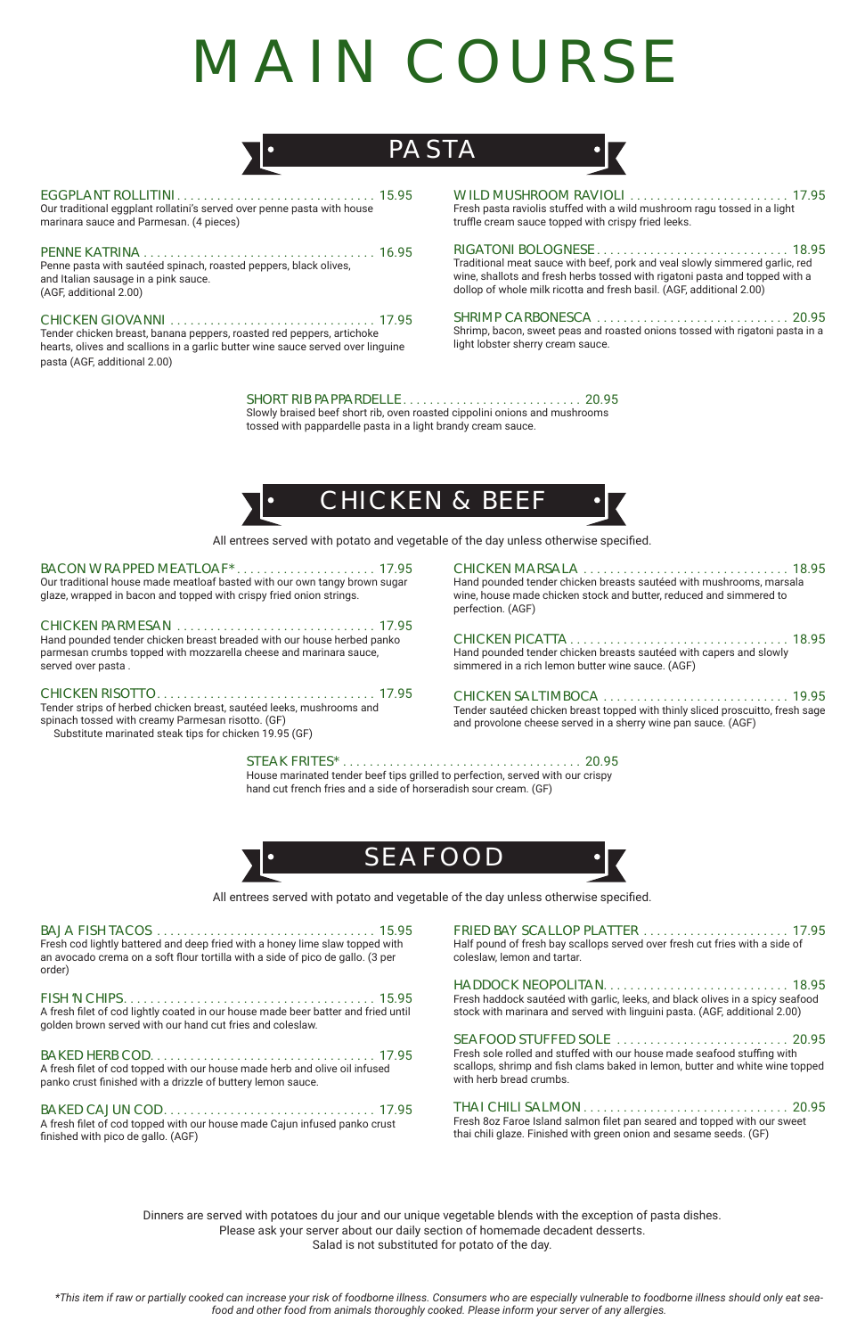# MAIN COURSE

## PASTA

**EGGPLANT ROLLITINI** . . . . . . . . . . . . . . . . . . . . . . . . . . . . . . 15.95
Our traditional eggplant rollatini's served over penne pasta with house marinara sauce and Parmesan. (4 pieces)

**PENNE KATRINA** . . . . . . . . . . . . . . . . . . . . . . . . . . . . . . . . . . 16.95
Penne pasta with sautéed spinach, roasted peppers, black olives, and Italian sausage in a pink sauce.
(AGF, additional 2.00)

**CHICKEN GIOVANNI** . . . . . . . . . . . . . . . . . . . . . . . . . . . . . . . 17.95
Tender chicken breast, banana peppers, roasted red peppers, artichoke hearts, olives and scallions in a garlic butter wine sauce served over linguine pasta (AGF, additional 2.00)

**WILD MUSHROOM RAVIOLI** . . . . . . . . . . . . . . . . . . . . . . . . 17.95
Fresh pasta raviolis stuffed with a wild mushroom ragu tossed in a light truffle cream sauce topped with crispy fried leeks.

**RIGATONI BOLOGNESE** . . . . . . . . . . . . . . . . . . . . . . . . . . . . 18.95
Traditional meat sauce with beef, pork and veal slowly simmered garlic, red wine, shallots and fresh herbs tossed with rigatoni pasta and topped with a dollop of whole milk ricotta and fresh basil. (AGF, additional 2.00)

**SHRIMP CARBONESCA** . . . . . . . . . . . . . . . . . . . . . . . . . . . . . 20.95
Shrimp, bacon, sweet peas and roasted onions tossed with rigatoni pasta in a light lobster sherry cream sauce.

**SHORT RIB PAPPARDELLE** . . . . . . . . . . . . . . . . . . . . . . . . . . . 20.95
Slowly braised beef short rib, oven roasted cippolini onions and mushrooms tossed with pappardelle pasta in a light brandy cream sauce.

## CHICKEN & BEEF

All entrees served with potato and vegetable of the day unless otherwise specified.

**BACON WRAPPED MEATLOAF*** . . . . . . . . . . . . . . . . . . . . . 17.95
Our traditional house made meatloaf basted with our own tangy brown sugar glaze, wrapped in bacon and topped with crispy fried onion strings.

**CHICKEN PARMESAN** . . . . . . . . . . . . . . . . . . . . . . . . . . . . . 17.95
Hand pounded tender chicken breast breaded with our house herbed panko parmesan crumbs topped with mozzarella cheese and marinara sauce, served over pasta .

**CHICKEN RISOTTO** . . . . . . . . . . . . . . . . . . . . . . . . . . . . . . . . 17.95
Tender strips of herbed chicken breast, sautéed leeks, mushrooms and spinach tossed with creamy Parmesan risotto. (GF)
Substitute marinated steak tips for chicken 19.95 (GF)

**CHICKEN MARSALA** . . . . . . . . . . . . . . . . . . . . . . . . . . . . . . . 18.95
Hand pounded tender chicken breasts sautéed with mushrooms, marsala wine, house made chicken stock and butter, reduced and simmered to perfection. (AGF)

**CHICKEN PICATTA** . . . . . . . . . . . . . . . . . . . . . . . . . . . . . . . . 18.95
Hand pounded tender chicken breasts sautéed with capers and slowly simmered in a rich lemon butter wine sauce. (AGF)

**CHICKEN SALTIMBOCA** . . . . . . . . . . . . . . . . . . . . . . . . . . . . 19.95
Tender sautéed chicken breast topped with thinly sliced proscuitto, fresh sage and provolone cheese served in a sherry wine pan sauce. (AGF)

**STEAK FRITES*** . . . . . . . . . . . . . . . . . . . . . . . . . . . . . . . . . . . 20.95
House marinated tender beef tips grilled to perfection, served with our crispy hand cut french fries and a side of horseradish sour cream. (GF)

## SEAFOOD

All entrees served with potato and vegetable of the day unless otherwise specified.

**BAJA FISH TACOS** . . . . . . . . . . . . . . . . . . . . . . . . . . . . . . . . . 15.95
Fresh cod lightly battered and deep fried with a honey lime slaw topped with an avocado crema on a soft flour tortilla with a side of pico de gallo. (3 per order)

**FISH 'N CHIPS** . . . . . . . . . . . . . . . . . . . . . . . . . . . . . . . . . . . . . 15.95
A fresh filet of cod lightly coated in our house made beer batter and fried until golden brown served with our hand cut fries and coleslaw.

**BAKED HERB COD** . . . . . . . . . . . . . . . . . . . . . . . . . . . . . . . . . 17.95
A fresh filet of cod topped with our house made herb and olive oil infused panko crust finished with a drizzle of buttery lemon sauce.

**BAKED CAJUN COD** . . . . . . . . . . . . . . . . . . . . . . . . . . . . . . . 17.95
A fresh filet of cod topped with our house made Cajun infused panko crust finished with pico de gallo. (AGF)

**FRIED BAY SCALLOP PLATTER** . . . . . . . . . . . . . . . . . . . . . . 17.95
Half pound of fresh bay scallops served over fresh cut fries with a side of coleslaw, lemon and tartar.

**HADDOCK NEOPOLITAN** . . . . . . . . . . . . . . . . . . . . . . . . . . . 18.95
Fresh haddock sautéed with garlic, leeks, and black olives in a spicy seafood stock with marinara and served with linguini pasta. (AGF, additional 2.00)

**SEAFOOD STUFFED SOLE** . . . . . . . . . . . . . . . . . . . . . . . . . . 20.95
Fresh sole rolled and stuffed with our house made seafood stuffing with scallops, shrimp and fish clams baked in lemon, butter and white wine topped with herb bread crumbs.

**THAI CHILI SALMON** . . . . . . . . . . . . . . . . . . . . . . . . . . . . . . . 20.95
Fresh 8oz Faroe Island salmon filet pan seared and topped with our sweet thai chili glaze. Finished with green onion and sesame seeds. (GF)

Dinners are served with potatoes du jour and our unique vegetable blends with the exception of pasta dishes.
Please ask your server about our daily section of homemade decadent desserts.
Salad is not substituted for potato of the day.

*\*This item if raw or partially cooked can increase your risk of foodborne illness. Consumers who are especially vulnerable to foodborne illness should only eat sea-food and other food from animals thoroughly cooked. Please inform your server of any allergies.*